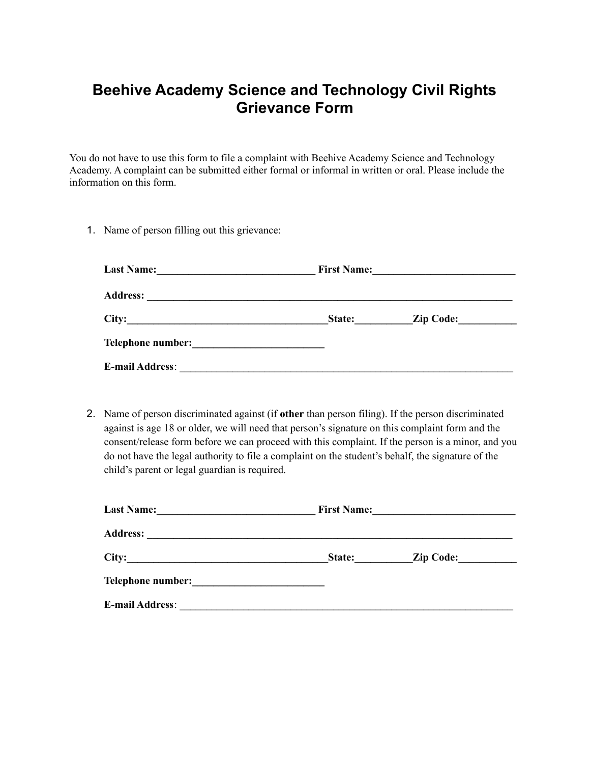# Beehive Academy Science and Technology Civil Rights Grievance Form

You do not have to use this form to file a complaint with Beehive Academy Science and Technology Academy. A complaint can be submitted either formal or informal in written or oral. Please include the information on this form.

1. Name of person filling out this grievance:

   **Last Name:**______________________________ **First Name:**___________________________

   **Address:** __________________________________________________________________________

   **City:**_____________________________________**State:**__________**Zip Code:**__________

   **Telephone number:**________________________

   **E-mail Address**: ______________________________________________________________

2. Name of person discriminated against (if **other** than person filing). If the person discriminated against is age 18 or older, we will need that person's signature on this complaint form and the consent/release form before we can proceed with this complaint. If the person is a minor, and you do not have the legal authority to file a complaint on the student's behalf, the signature of the child's parent or legal guardian is required.

   **Last Name:**______________________________ **First Name:**___________________________

   **Address:** __________________________________________________________________________

   **City:**_____________________________________**State:**__________**Zip Code:**__________

   **Telephone number:**________________________

   **E-mail Address**: ______________________________________________________________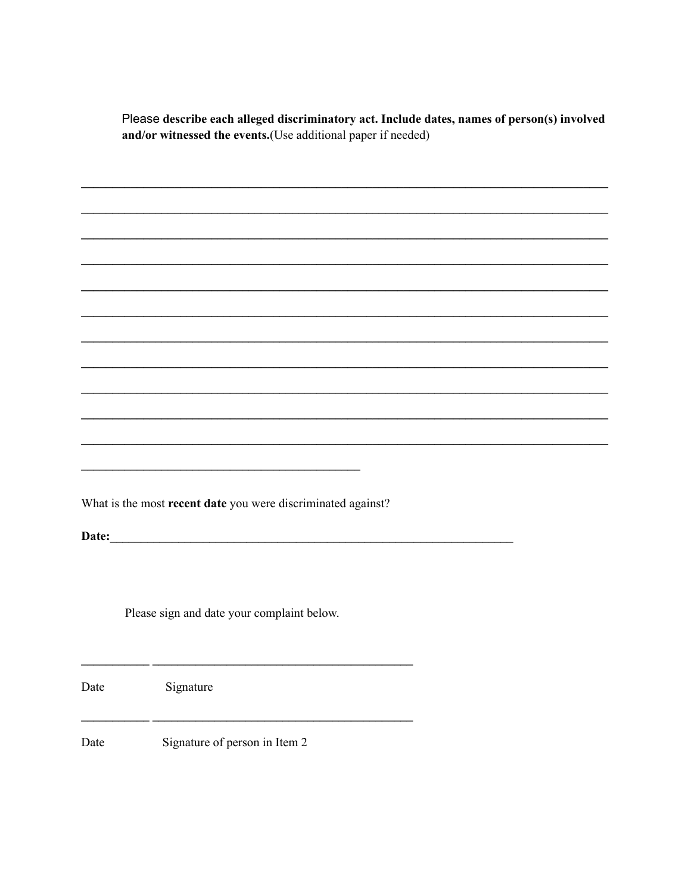Please **describe each alleged discriminatory act. Include dates, names of person(s) involved and/or witnessed the events.**(Use additional paper if needed)

________________________________________________________________________________

________________________________________________________________________________

________________________________________________________________________________

________________________________________________________________________________

________________________________________________________________________________

________________________________________________________________________________

________________________________________________________________________________

________________________________________________________________________________

________________________________________________________________________________

________________________________________________________________________________

________________________________________________________________________________

__________________________________________

What is the most **recent date** you were discriminated against?

**Date:**____________________________________________________________

Please sign and date your complaint below.

__________ ____________________________________

Date Signature

__________ ____________________________________

Date Signature of person in Item 2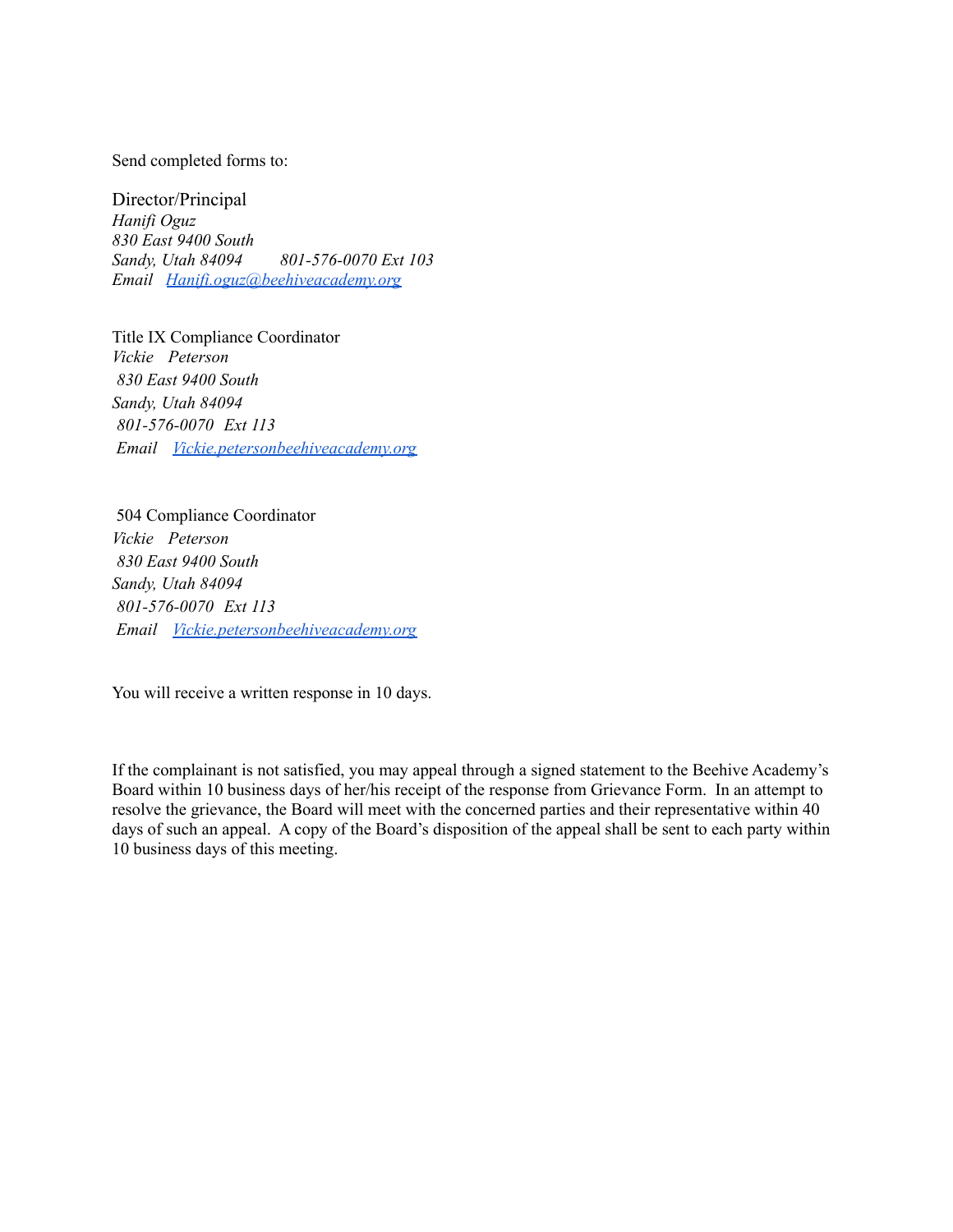Send completed forms to:

Director/Principal
*Hanifi Oguz*
*830 East 9400 South*
*Sandy, Utah 84094        801-576-0070 Ext 103*
*Email   Hanifi.oguz@beehiveacademy.org*

Title IX Compliance Coordinator
*Vickie   Peterson*
*830 East 9400 South*
*Sandy, Utah 84094*
*801-576-0070  Ext 113*
*Email   Vickie.petersonbeehiveacademy.org*

504 Compliance Coordinator
*Vickie   Peterson*
*830 East 9400 South*
*Sandy, Utah 84094*
*801-576-0070  Ext 113*
*Email   Vickie.petersonbeehiveacademy.org*

You will receive a written response in 10 days.

If the complainant is not satisfied, you may appeal through a signed statement to the Beehive Academy's Board within 10 business days of her/his receipt of the response from Grievance Form. In an attempt to resolve the grievance, the Board will meet with the concerned parties and their representative within 40 days of such an appeal. A copy of the Board's disposition of the appeal shall be sent to each party within 10 business days of this meeting.